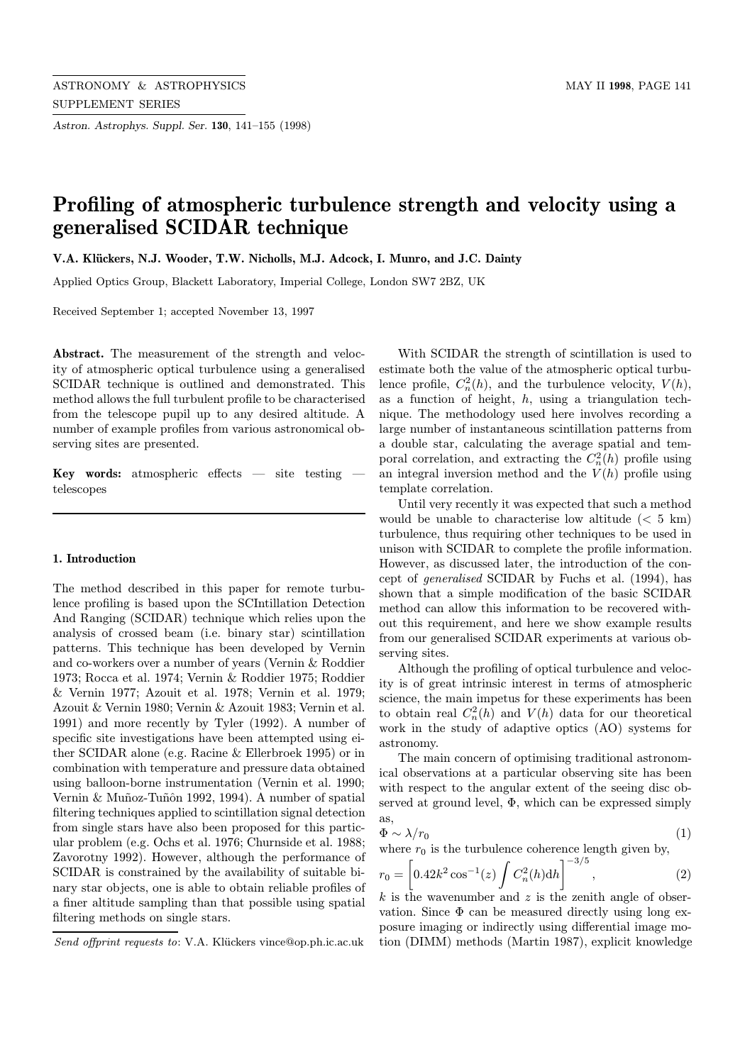# Profiling of atmospheric turbulence strength and velocity using a generalised SCIDAR technique

**V.A. Klückers, N.J. Wooder, T.W. Nicholls, M.J. Adcock, I. Munro, and J.C. Dainty**

Applied Optics Group, Blackett Laboratory, Imperial College, London SW7 2BZ, UK

Received September 1; accepted November 13, 1997

**Abstract.** The measurement of the strength and velocity of atmospheric optical turbulence using a generalised SCIDAR technique is outlined and demonstrated. This method allows the full turbulent profile to be characterised from the telescope pupil up to any desired altitude. A number of example profiles from various astronomical observing sites are presented.

**Key words:** atmospheric effects — site testing — telescopes

## 1. Introduction

The method described in this paper for remote turbulence profiling is based upon the SCIntillation Detection And Ranging (SCIDAR) technique which relies upon the analysis of crossed beam (i.e. binary star) scintillation patterns. This technique has been developed by Vernin and co-workers over a number of years (Vernin & Roddier 1973; Rocca et al. 1974; Vernin & Roddier 1975; Roddier & Vernin 1977; Azouit et al. 1978; Vernin et al. 1979; Azouit & Vernin 1980; Vernin & Azouit 1983; Vernin et al. 1991) and more recently by Tyler (1992). A number of specific site investigations have been attempted using either SCIDAR alone (e.g. Racine & Ellerbroek 1995) or in combination with temperature and pressure data obtained using balloon-borne instrumentation (Vernin et al. 1990; Vernin & Muñoz-Tuñôn 1992, 1994). A number of spatial filtering techniques applied to scintillation signal detection from single stars have also been proposed for this particular problem (e.g. Ochs et al. 1976; Churnside et al. 1988; Zavorotny 1992). However, although the performance of SCIDAR is constrained by the availability of suitable binary star objects, one is able to obtain reliable profiles of a finer altitude sampling than that possible using spatial filtering methods on single stars.

With SCIDAR the strength of scintillation is used to estimate both the value of the atmospheric optical turbulence profile, $C_n^2(h)$, and the turbulence velocity, $V(h)$, as a function of height, $h$, using a triangulation technique. The methodology used here involves recording a large number of instantaneous scintillation patterns from a double star, calculating the average spatial and temporal correlation, and extracting the $C_n^2(h)$ profile using an integral inversion method and the $V(h)$ profile using template correlation.

Until very recently it was expected that such a method would be unable to characterise low altitude (< 5 km) turbulence, thus requiring other techniques to be used in unison with SCIDAR to complete the profile information. However, as discussed later, the introduction of the concept of *generalised* SCIDAR by Fuchs et al. (1994), has shown that a simple modification of the basic SCIDAR method can allow this information to be recovered without this requirement, and here we show example results from our generalised SCIDAR experiments at various observing sites.

Although the profiling of optical turbulence and velocity is of great intrinsic interest in terms of atmospheric science, the main impetus for these experiments has been to obtain real $C_n^2(h)$ and $V(h)$ data for our theoretical work in the study of adaptive optics (AO) systems for astronomy.

The main concern of optimising traditional astronomical observations at a particular observing site has been with respect to the angular extent of the seeing disc observed at ground level, $\Phi$, which can be expressed simply as,

$$\Phi \sim \lambda / r_0 \tag{1}$$

where $r_0$ is the turbulence coherence length given by,

$$r_0 = \left[ 0.42 k^2 \cos^{-1}(z) \int C_n^2(h) \mathrm{d}h \right]^{-3/5}, \tag{2}$$

$k$ is the wavenumber and $z$ is the zenith angle of observation. Since $\Phi$ can be measured directly using long exposure imaging or indirectly using differential image motion (DIMM) methods (Martin 1987), explicit knowledge

*Send offprint requests to*: V.A. Klückers vince@op.ph.ic.ac.uk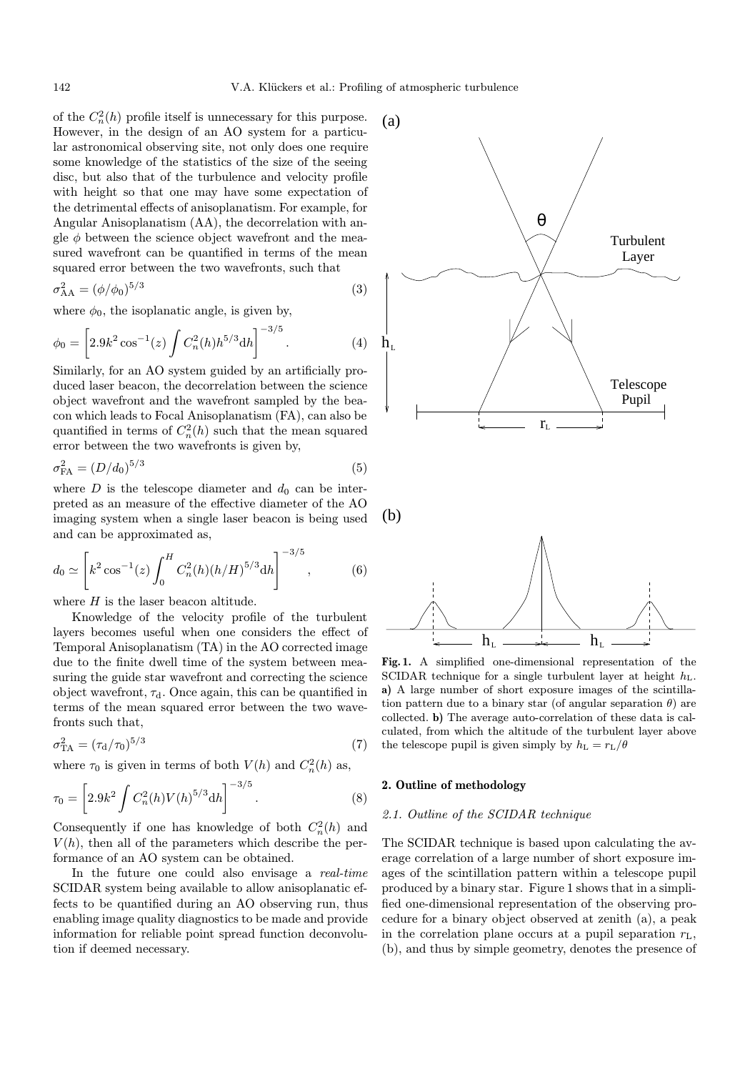of the $C_n^2(h)$ profile itself is unnecessary for this purpose. However, in the design of an AO system for a particular astronomical observing site, not only does one require some knowledge of the statistics of the size of the seeing disc, but also that of the turbulence and velocity profile with height so that one may have some expectation of the detrimental effects of anisoplanatism. For example, for Angular Anisoplanatism (AA), the decorrelation with angle $\phi$ between the science object wavefront and the measured wavefront can be quantified in terms of the mean squared error between the two wavefronts, such that

$$\sigma_{\mathrm{AA}}^2 = (\phi/\phi_0)^{5/3} \tag{3}$$

where $\phi_0$, the isoplanatic angle, is given by,

$$\phi_0 = \left[2.9k^2 \cos^{-1}(z) \int C_n^2(h) h^{5/3} \mathrm{d}h\right]^{-3/5}. \tag{4}$$

Similarly, for an AO system guided by an artificially produced laser beacon, the decorrelation between the science object wavefront and the wavefront sampled by the beacon which leads to Focal Anisoplanatism (FA), can also be quantified in terms of $C_n^2(h)$ such that the mean squared error between the two wavefronts is given by,

$$\sigma_{\mathrm{FA}}^2 = (D/d_0)^{5/3} \tag{5}$$

where $D$ is the telescope diameter and $d_0$ can be interpreted as an measure of the effective diameter of the AO imaging system when a single laser beacon is being used and can be approximated as,

$$d_0 \simeq \left[k^2 \cos^{-1}(z) \int_0^H C_n^2(h)(h/H)^{5/3} \mathrm{d}h\right]^{-3/5}, \tag{6}$$

where $H$ is the laser beacon altitude.

Knowledge of the velocity profile of the turbulent layers becomes useful when one considers the effect of Temporal Anisoplanatism (TA) in the AO corrected image due to the finite dwell time of the system between measuring the guide star wavefront and correcting the science object wavefront, $\tau_{\mathrm{d}}$. Once again, this can be quantified in terms of the mean squared error between the two wavefronts such that,

$$\sigma_{\mathrm{TA}}^2 = (\tau_{\mathrm{d}}/\tau_0)^{5/3} \tag{7}$$

where $\tau_0$ is given in terms of both $V(h)$ and $C_n^2(h)$ as,

$$\tau_0 = \left[2.9k^2 \int C_n^2(h) V(h)^{5/3} \mathrm{d}h\right]^{-3/5}. \tag{8}$$

Consequently if one has knowledge of both $C_n^2(h)$ and $V(h)$, then all of the parameters which describe the performance of an AO system can be obtained.

In the future one could also envisage a *real-time* SCIDAR system being available to allow anisoplanatic effects to be quantified during an AO observing run, thus enabling image quality diagnostics to be made and provide information for reliable point spread function deconvolution if deemed necessary.

**Fig. 1.** A simplified one-dimensional representation of the SCIDAR technique for a single turbulent layer at height $h_{\mathrm{L}}$. **a)** A large number of short exposure images of the scintillation pattern due to a binary star (of angular separation $\theta$) are collected. **b)** The average auto-correlation of these data is calculated, from which the altitude of the turbulent layer above the telescope pupil is given simply by $h_{\mathrm{L}} = r_{\mathrm{L}}/\theta$

## 2. Outline of methodology

### 2.1. Outline of the SCIDAR technique

The SCIDAR technique is based upon calculating the average correlation of a large number of short exposure images of the scintillation pattern within a telescope pupil produced by a binary star. Figure 1 shows that in a simplified one-dimensional representation of the observing procedure for a binary object observed at zenith (a), a peak in the correlation plane occurs at a pupil separation $r_{\mathrm{L}}$, (b), and thus by simple geometry, denotes the presence of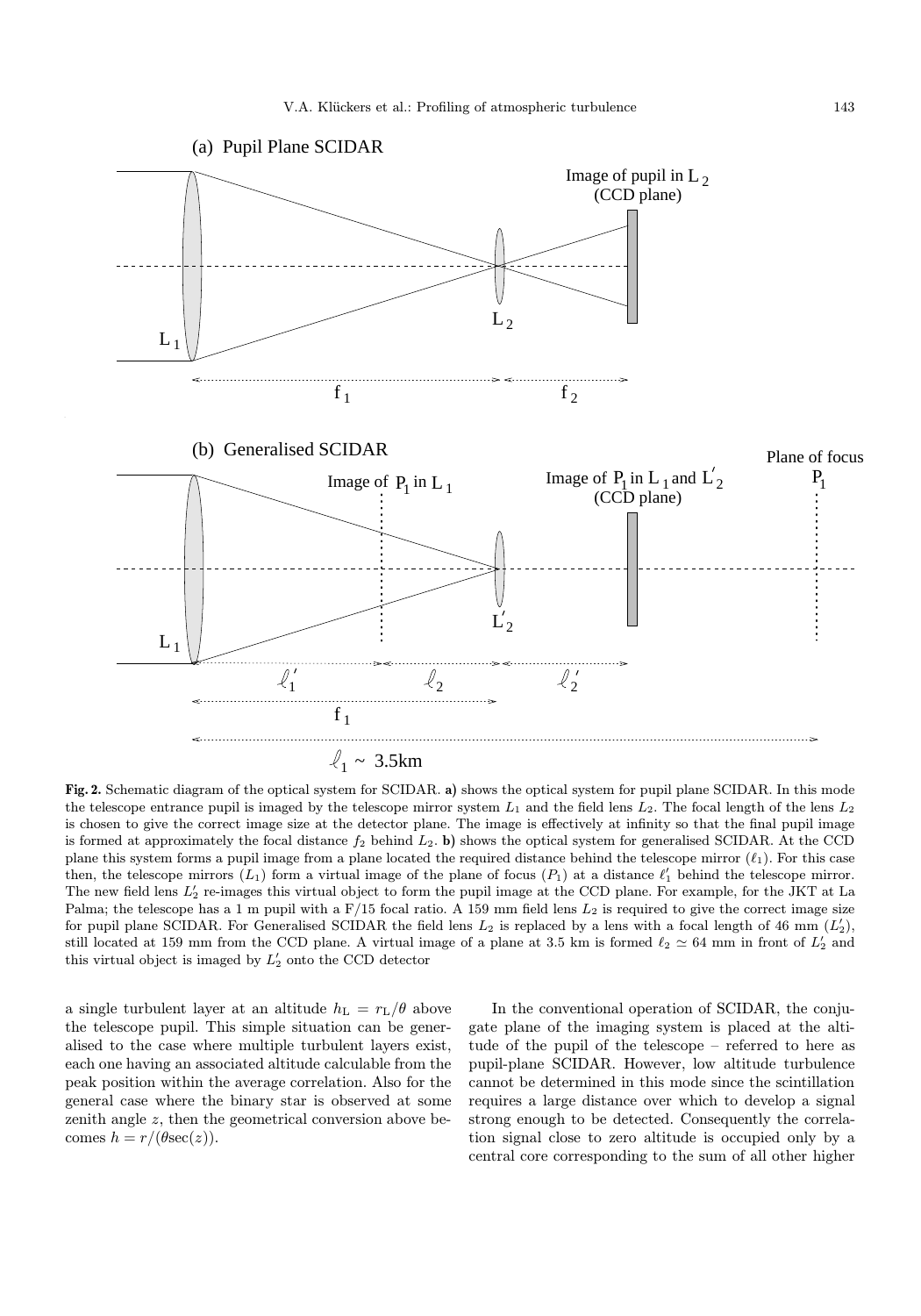(a) Pupil Plane SCIDAR

Image of pupil in $L_2$ (CCD plane)

$L_1$ $L_2$ $f_1$ $f_2$

(b) Generalised SCIDAR

Image of $P_1$ in $L_1$ Image of $P_1$ in $L_1$ and $L_2'$ (CCD plane) Plane of focus $P_1$

$L_1$ $L_2'$ $\ell_1'$ $\ell_2$ $\ell_2'$ $f_1$

$\ell_1 \sim$ 3.5km

**Fig. 2.** Schematic diagram of the optical system for SCIDAR. **a)** shows the optical system for pupil plane SCIDAR. In this mode the telescope entrance pupil is imaged by the telescope mirror system $L_1$ and the field lens $L_2$. The focal length of the lens $L_2$ is chosen to give the correct image size at the detector plane. The image is effectively at infinity so that the final pupil image is formed at approximately the focal distance $f_2$ behind $L_2$. **b)** shows the optical system for generalised SCIDAR. At the CCD plane this system forms a pupil image from a plane located the required distance behind the telescope mirror ($\ell_1$). For this case then, the telescope mirrors ($L_1$) form a virtual image of the plane of focus ($P_1$) at a distance $\ell_1'$ behind the telescope mirror. The new field lens $L_2'$ re-images this virtual object to form the pupil image at the CCD plane. For example, for the JKT at La Palma; the telescope has a 1 m pupil with a F/15 focal ratio. A 159 mm field lens $L_2$ is required to give the correct image size for pupil plane SCIDAR. For Generalised SCIDAR the field lens $L_2$ is replaced by a lens with a focal length of 46 mm ($L_2'$), still located at 159 mm from the CCD plane. A virtual image of a plane at 3.5 km is formed $\ell_2 \simeq 64$ mm in front of $L_2'$ and this virtual object is imaged by $L_2'$ onto the CCD detector

a single turbulent layer at an altitude $h_{\rm L} = r_{\rm L}/\theta$ above the telescope pupil. This simple situation can be generalised to the case where multiple turbulent layers exist, each one having an associated altitude calculable from the peak position within the average correlation. Also for the general case where the binary star is observed at some zenith angle $z$, then the geometrical conversion above becomes $h = r/(\theta \sec(z))$.

In the conventional operation of SCIDAR, the conjugate plane of the imaging system is placed at the altitude of the pupil of the telescope – referred to here as pupil-plane SCIDAR. However, low altitude turbulence cannot be determined in this mode since the scintillation requires a large distance over which to develop a signal strong enough to be detected. Consequently the correlation signal close to zero altitude is occupied only by a central core corresponding to the sum of all other higher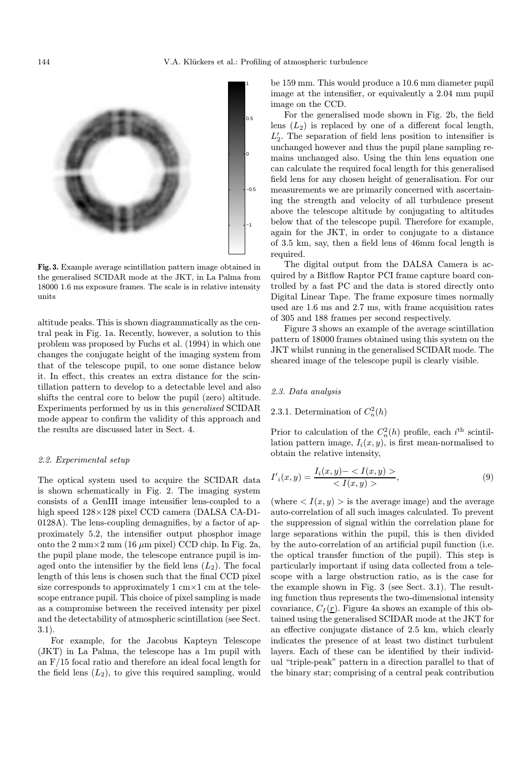**Fig. 3.** Example average scintillation pattern image obtained in the generalised SCIDAR mode at the JKT, in La Palma from 18000 1.6 ms exposure frames. The scale is in relative intensity units

altitude peaks. This is shown diagrammatically as the central peak in Fig. 1a. Recently, however, a solution to this problem was proposed by Fuchs et al. (1994) in which one changes the conjugate height of the imaging system from that of the telescope pupil, to one some distance below it. In effect, this creates an extra distance for the scintillation pattern to develop to a detectable level and also shifts the central core to below the pupil (zero) altitude. Experiments performed by us in this *generalised* SCIDAR mode appear to confirm the validity of this approach and the results are discussed later in Sect. 4.

### 2.2. Experimental setup

The optical system used to acquire the SCIDAR data is shown schematically in Fig. 2. The imaging system consists of a GenIII image intensifier lens-coupled to a high speed 128×128 pixel CCD camera (DALSA CA-D1-0128A). The lens-coupling demagnifies, by a factor of approximately 5.2, the intensifier output phosphor image onto the 2 mm×2 mm (16 $\mu$m pixel) CCD chip. In Fig. 2a, the pupil plane mode, the telescope entrance pupil is imaged onto the intensifier by the field lens ($L_2$). The focal length of this lens is chosen such that the final CCD pixel size corresponds to approximately 1 cm×1 cm at the telescope entrance pupil. This choice of pixel sampling is made as a compromise between the received intensity per pixel and the detectability of atmospheric scintillation (see Sect. 3.1).

For example, for the Jacobus Kapteyn Telescope (JKT) in La Palma, the telescope has a 1m pupil with an F/15 focal ratio and therefore an ideal focal length for the field lens ($L_2$), to give this required sampling, would be 159 mm. This would produce a 10.6 mm diameter pupil image at the intensifier, or equivalently a 2.04 mm pupil image on the CCD.

For the generalised mode shown in Fig. 2b, the field lens ($L_2$) is replaced by one of a different focal length, $L_2'$. The separation of field lens position to intensifier is unchanged however and thus the pupil plane sampling remains unchanged also. Using the thin lens equation one can calculate the required focal length for this generalised field lens for any chosen height of generalisation. For our measurements we are primarily concerned with ascertaining the strength and velocity of all turbulence present above the telescope altitude by conjugating to altitudes below that of the telescope pupil. Therefore for example, again for the JKT, in order to conjugate to a distance of 3.5 km, say, then a field lens of 46mm focal length is required.

The digital output from the DALSA Camera is acquired by a Bitflow Raptor PCI frame capture board controlled by a fast PC and the data is stored directly onto Digital Linear Tape. The frame exposure times normally used are 1.6 ms and 2.7 ms, with frame acquisition rates of 305 and 188 frames per second respectively.

Figure 3 shows an example of the average scintillation pattern of 18000 frames obtained using this system on the JKT whilst running in the generalised SCIDAR mode. The sheared image of the telescope pupil is clearly visible.

### 2.3. Data analysis

#### 2.3.1. Determination of $C_n^2(h)$

Prior to calculation of the $C_n^2(h)$ profile, each $i^{\text{th}}$ scintillation pattern image, $I_i(x,y)$, is first mean-normalised to obtain the relative intensity,

$$I'_i(x,y) = \frac{I_i(x,y) - <I(x,y)>}{<I(x,y)>}, \tag{9}$$

(where $<I(x,y)>$ is the average image) and the average auto-correlation of all such images calculated. To prevent the suppression of signal within the correlation plane for large separations within the pupil, this is then divided by the auto-correlation of an artificial pupil function (i.e. the optical transfer function of the pupil). This step is particularly important if using data collected from a telescope with a large obstruction ratio, as is the case for the example shown in Fig. 3 (see Sect. 3.1). The resulting function thus represents the two-dimensional intensity covariance, $C_I(\underline{r})$. Figure 4a shows an example of this obtained using the generalised SCIDAR mode at the JKT for an effective conjugate distance of 2.5 km, which clearly indicates the presence of at least two distinct turbulent layers. Each of these can be identified by their individual "triple-peak" pattern in a direction parallel to that of the binary star; comprising of a central peak contribution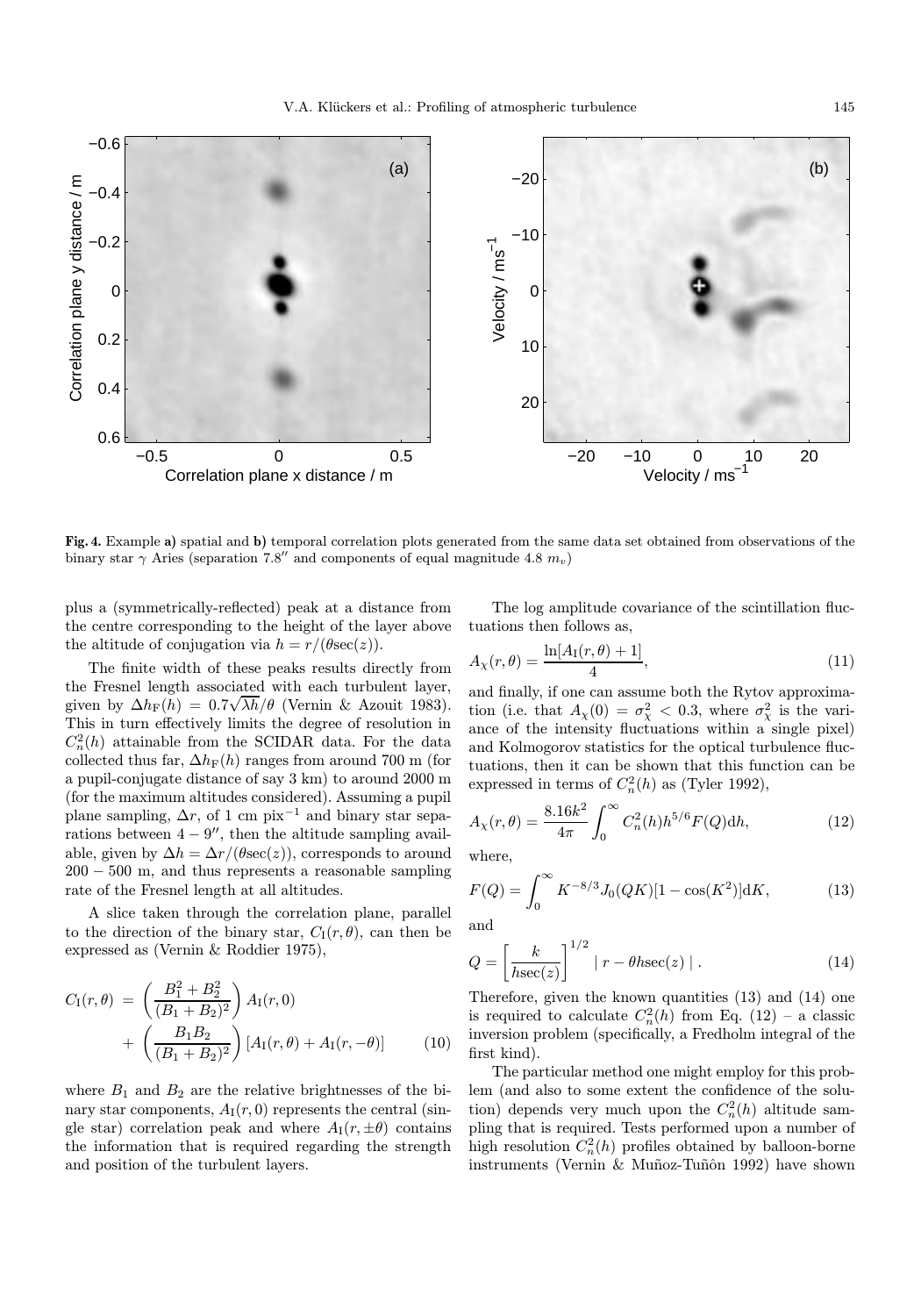**Fig. 4.** Example **a)** spatial and **b)** temporal correlation plots generated from the same data set obtained from observations of the binary star $\gamma$ Aries (separation $7.8''$ and components of equal magnitude 4.8 $m_v$)

plus a (symmetrically-reflected) peak at a distance from the centre corresponding to the height of the layer above the altitude of conjugation via $h = r/(\theta \sec(z))$.

The finite width of these peaks results directly from the Fresnel length associated with each turbulent layer, given by $\Delta h_{\rm F}(h) = 0.7\sqrt{\lambda h}/\theta$ (Vernin & Azouit 1983). This in turn effectively limits the degree of resolution in $C_n^2(h)$ attainable from the SCIDAR data. For the data collected thus far, $\Delta h_{\rm F}(h)$ ranges from around 700 m (for a pupil-conjugate distance of say 3 km) to around 2000 m (for the maximum altitudes considered). Assuming a pupil plane sampling, $\Delta r$, of 1 cm pix$^{-1}$ and binary star separations between $4-9''$, then the altitude sampling available, given by $\Delta h = \Delta r/(\theta \sec(z))$, corresponds to around $200-500$ m, and thus represents a reasonable sampling rate of the Fresnel length at all altitudes.

A slice taken through the correlation plane, parallel to the direction of the binary star, $C_{\rm I}(r,\theta)$, can then be expressed as (Vernin & Roddier 1975),

$$C_{\rm I}(r,\theta) = \left(\frac{B_1^2+B_2^2}{(B_1+B_2)^2}\right) A_{\rm I}(r,0) + \left(\frac{B_1 B_2}{(B_1+B_2)^2}\right) [A_{\rm I}(r,\theta) + A_{\rm I}(r,-\theta)] \tag{10}$$

where $B_1$ and $B_2$ are the relative brightnesses of the binary star components, $A_{\rm I}(r,0)$ represents the central (single star) correlation peak and where $A_{\rm I}(r,\pm\theta)$ contains the information that is required regarding the strength and position of the turbulent layers.

The log amplitude covariance of the scintillation fluctuations then follows as,

$$A_\chi(r,\theta) = \frac{\ln[A_{\rm I}(r,\theta)+1]}{4}, \tag{11}$$

and finally, if one can assume both the Rytov approximation (i.e. that $A_\chi(0) = \sigma_\chi^2 < 0.3$, where $\sigma_\chi^2$ is the variance of the intensity fluctuations within a single pixel) and Kolmogorov statistics for the optical turbulence fluctuations, then it can be shown that this function can be expressed in terms of $C_n^2(h)$ as (Tyler 1992),

$$A_\chi(r,\theta) = \frac{8.16k^2}{4\pi}\int_0^\infty C_n^2(h) h^{5/6} F(Q) {\rm d}h, \tag{12}$$

where,

$$F(Q) = \int_0^\infty K^{-8/3} J_0(QK)[1-\cos(K^2)] {\rm d}K, \tag{13}$$

and

$$Q = \left[\frac{k}{h\sec(z)}\right]^{1/2} \mid r - \theta h \sec(z) \mid . \tag{14}$$

Therefore, given the known quantities (13) and (14) one is required to calculate $C_n^2(h)$ from Eq. (12) – a classic inversion problem (specifically, a Fredholm integral of the first kind).

The particular method one might employ for this problem (and also to some extent the confidence of the solution) depends very much upon the $C_n^2(h)$ altitude sampling that is required. Tests performed upon a number of high resolution $C_n^2(h)$ profiles obtained by balloon-borne instruments (Vernin & Muñoz-Tuñôn 1992) have shown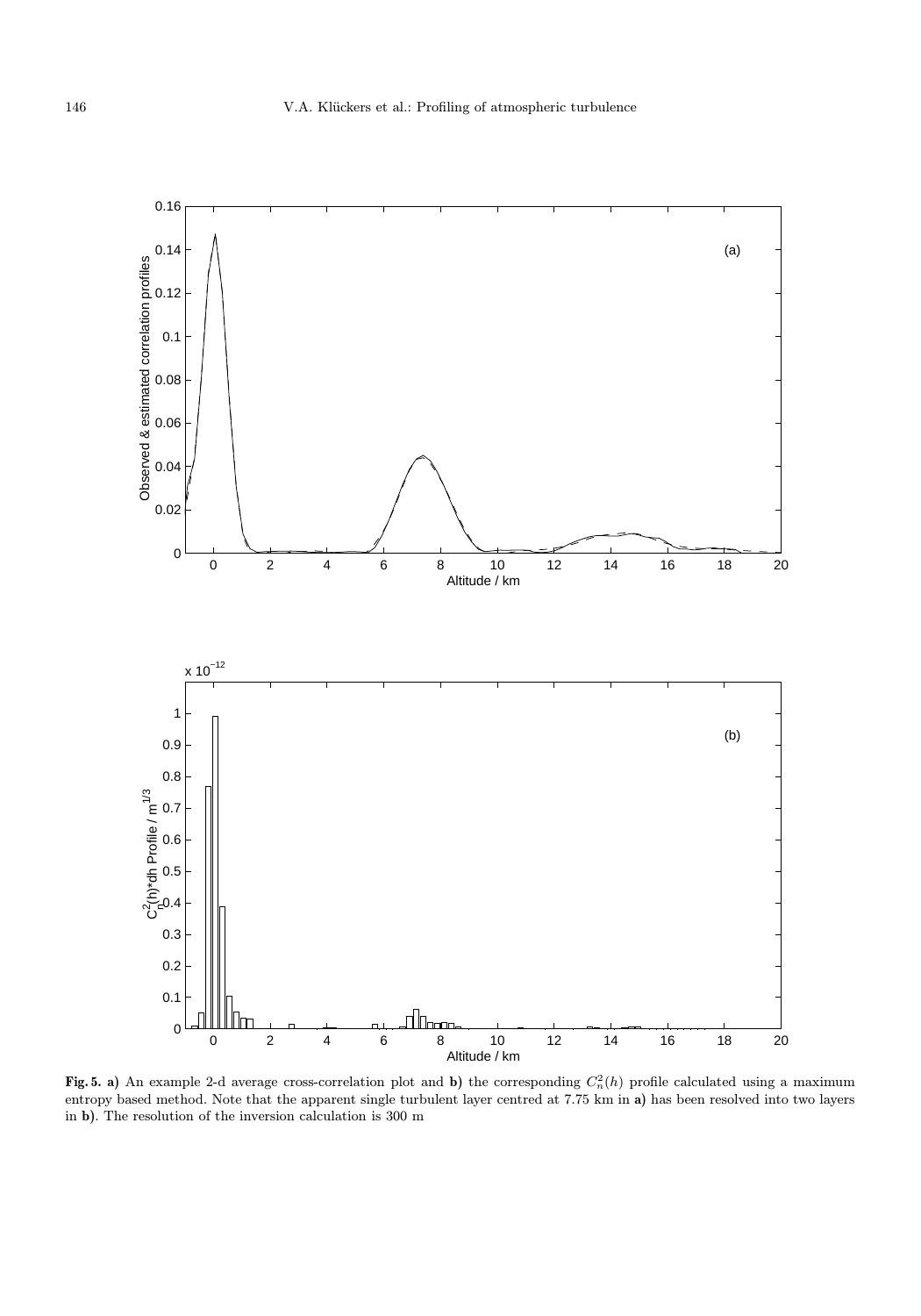**Fig. 5. a)** An example 2-d average cross-correlation plot and **b)** the corresponding $C_n^2(h)$ profile calculated using a maximum entropy based method. Note that the apparent single turbulent layer centred at 7.75 km in **a)** has been resolved into two layers in **b)**. The resolution of the inversion calculation is 300 m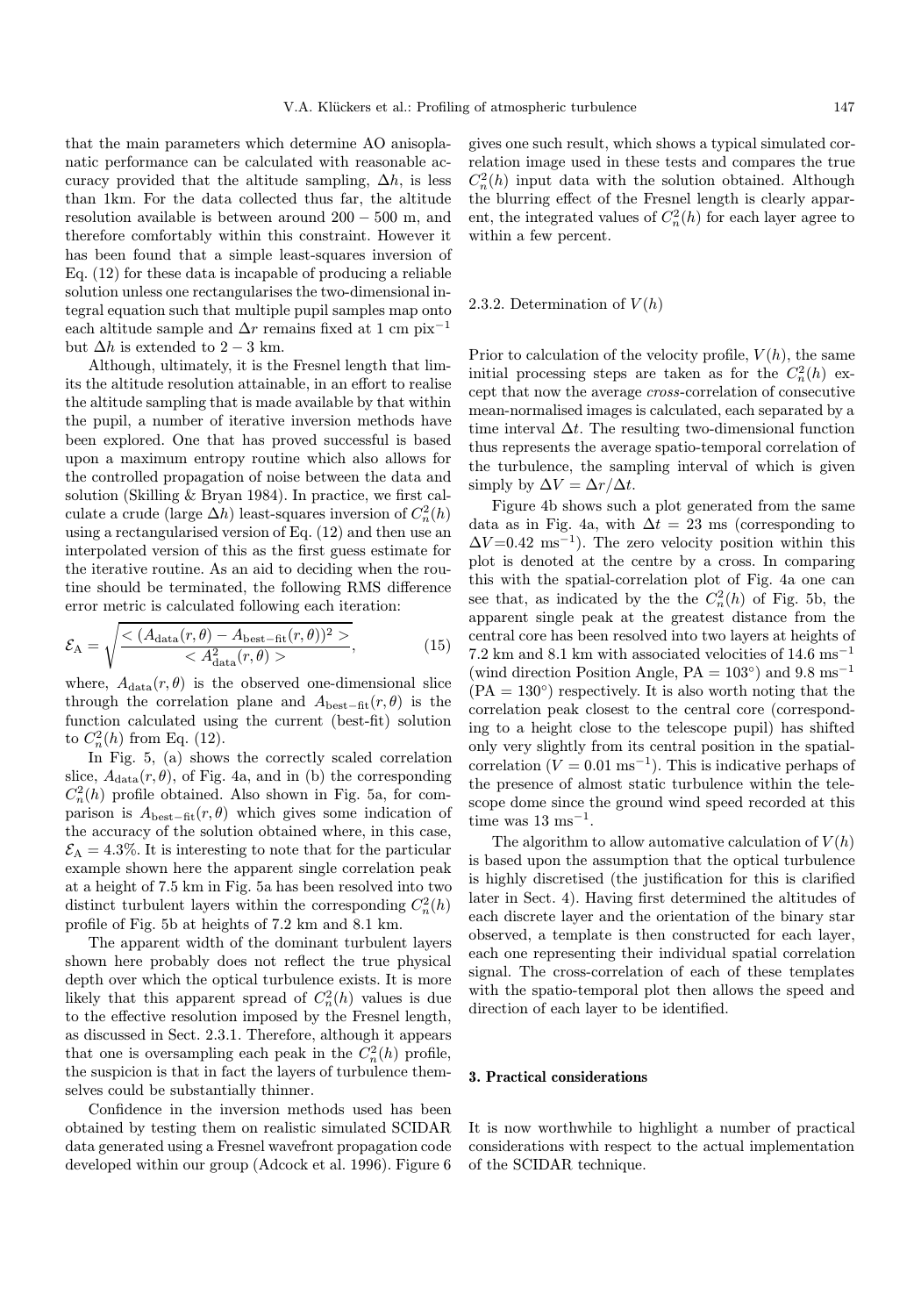that the main parameters which determine AO anisoplanatic performance can be calculated with reasonable accuracy provided that the altitude sampling, $\Delta h$, is less than 1km. For the data collected thus far, the altitude resolution available is between around $200-500$ m, and therefore comfortably within this constraint. However it has been found that a simple least-squares inversion of Eq. (12) for these data is incapable of producing a reliable solution unless one rectangularises the two-dimensional integral equation such that multiple pupil samples map onto each altitude sample and $\Delta r$ remains fixed at 1 cm pix$^{-1}$ but $\Delta h$ is extended to $2-3$ km.

Although, ultimately, it is the Fresnel length that limits the altitude resolution attainable, in an effort to realise the altitude sampling that is made available by that within the pupil, a number of iterative inversion methods have been explored. One that has proved successful is based upon a maximum entropy routine which also allows for the controlled propagation of noise between the data and solution (Skilling & Bryan 1984). In practice, we first calculate a crude (large $\Delta h$) least-squares inversion of $C_n^2(h)$ using a rectangularised version of Eq. (12) and then use an interpolated version of this as the first guess estimate for the iterative routine. As an aid to deciding when the routine should be terminated, the following RMS difference error metric is calculated following each iteration:

$$\mathcal{E}_{\mathrm{A}} = \sqrt{\frac{< (A_{\mathrm{data}}(r,\theta) - A_{\mathrm{best-fit}}(r,\theta))^2 >}{< A_{\mathrm{data}}^2(r,\theta) >}}, \tag{15}$$

where, $A_{\mathrm{data}}(r,\theta)$ is the observed one-dimensional slice through the correlation plane and $A_{\mathrm{best-fit}}(r,\theta)$ is the function calculated using the current (best-fit) solution to $C_n^2(h)$ from Eq. (12).

In Fig. 5, (a) shows the correctly scaled correlation slice, $A_{\mathrm{data}}(r,\theta)$, of Fig. 4a, and in (b) the corresponding $C_n^2(h)$ profile obtained. Also shown in Fig. 5a, for comparison is $A_{\mathrm{best-fit}}(r,\theta)$ which gives some indication of the accuracy of the solution obtained where, in this case, $\mathcal{E}_{\mathrm{A}} = 4.3\%$. It is interesting to note that for the particular example shown here the apparent single correlation peak at a height of 7.5 km in Fig. 5a has been resolved into two distinct turbulent layers within the corresponding $C_n^2(h)$ profile of Fig. 5b at heights of 7.2 km and 8.1 km.

The apparent width of the dominant turbulent layers shown here probably does not reflect the true physical depth over which the optical turbulence exists. It is more likely that this apparent spread of $C_n^2(h)$ values is due to the effective resolution imposed by the Fresnel length, as discussed in Sect. 2.3.1. Therefore, although it appears that one is oversampling each peak in the $C_n^2(h)$ profile, the suspicion is that in fact the layers of turbulence themselves could be substantially thinner.

Confidence in the inversion methods used has been obtained by testing them on realistic simulated SCIDAR data generated using a Fresnel wavefront propagation code developed within our group (Adcock et al. 1996). Figure 6 gives one such result, which shows a typical simulated correlation image used in these tests and compares the true $C_n^2(h)$ input data with the solution obtained. Although the blurring effect of the Fresnel length is clearly apparent, the integrated values of $C_n^2(h)$ for each layer agree to within a few percent.

### 2.3.2. Determination of $V(h)$

Prior to calculation of the velocity profile, $V(h)$, the same initial processing steps are taken as for the $C_n^2(h)$ except that now the average *cross*-correlation of consecutive mean-normalised images is calculated, each separated by a time interval $\Delta t$. The resulting two-dimensional function thus represents the average spatio-temporal correlation of the turbulence, the sampling interval of which is given simply by $\Delta V = \Delta r/\Delta t$.

Figure 4b shows such a plot generated from the same data as in Fig. 4a, with $\Delta t = 23$ ms (corresponding to $\Delta V$=0.42 ms$^{-1}$). The zero velocity position within this plot is denoted at the centre by a cross. In comparing this with the spatial-correlation plot of Fig. 4a one can see that, as indicated by the the $C_n^2(h)$ of Fig. 5b, the apparent single peak at the greatest distance from the central core has been resolved into two layers at heights of 7.2 km and 8.1 km with associated velocities of 14.6 ms$^{-1}$ (wind direction Position Angle, PA = 103°) and 9.8 ms$^{-1}$ (PA = 130°) respectively. It is also worth noting that the correlation peak closest to the central core (corresponding to a height close to the telescope pupil) has shifted only very slightly from its central position in the spatial-correlation ($V = 0.01$ ms$^{-1}$). This is indicative perhaps of the presence of almost static turbulence within the telescope dome since the ground wind speed recorded at this time was 13 ms$^{-1}$.

The algorithm to allow automative calculation of $V(h)$ is based upon the assumption that the optical turbulence is highly discretised (the justification for this is clarified later in Sect. 4). Having first determined the altitudes of each discrete layer and the orientation of the binary star observed, a template is then constructed for each layer, each one representing their individual spatial correlation signal. The cross-correlation of each of these templates with the spatio-temporal plot then allows the speed and direction of each layer to be identified.

## 3. Practical considerations

It is now worthwhile to highlight a number of practical considerations with respect to the actual implementation of the SCIDAR technique.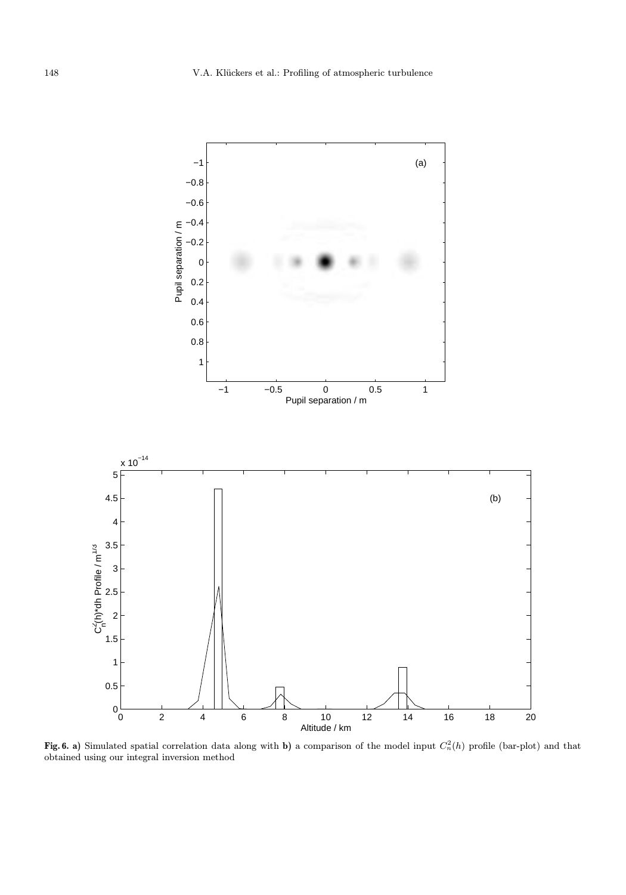**Fig. 6. a)** Simulated spatial correlation data along with **b)** a comparison of the model input $C_n^2(h)$ profile (bar-plot) and that obtained using our integral inversion method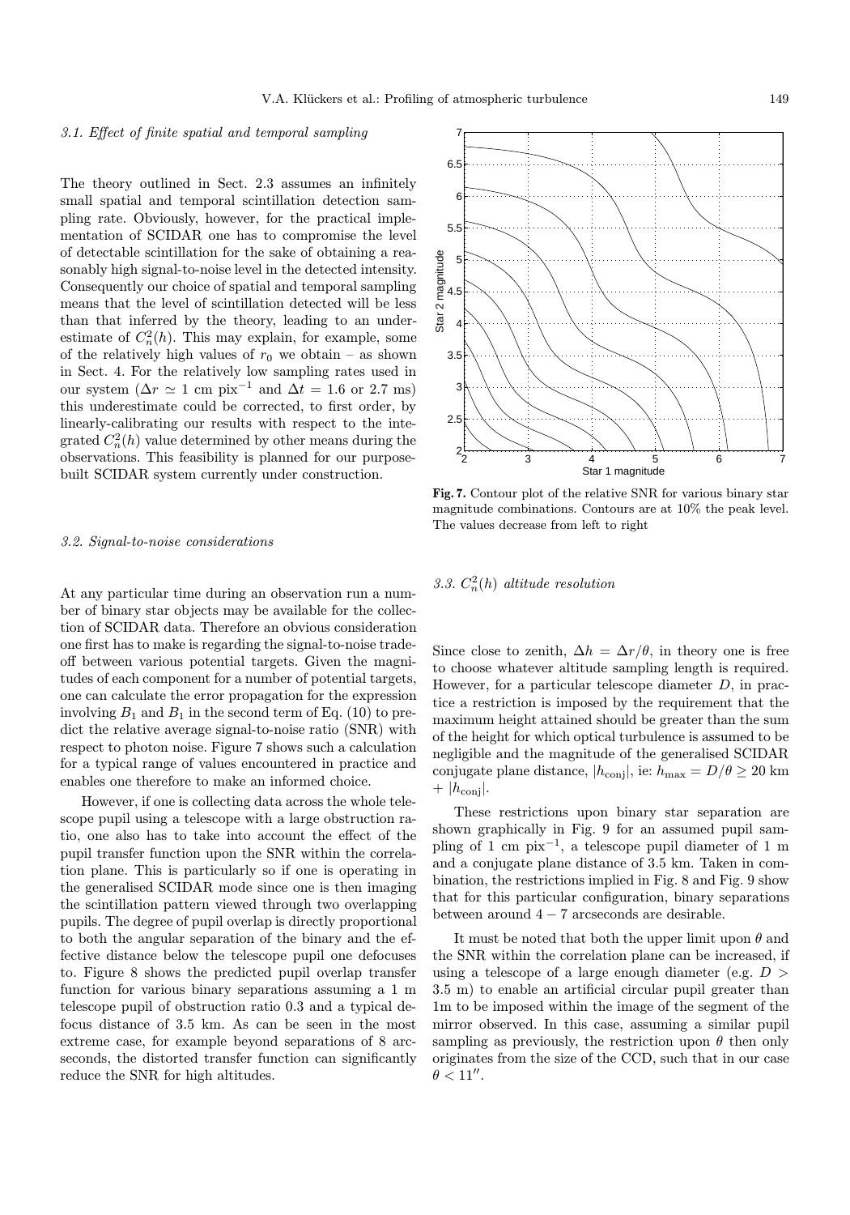### 3.1. Effect of finite spatial and temporal sampling

The theory outlined in Sect. 2.3 assumes an infinitely small spatial and temporal scintillation detection sampling rate. Obviously, however, for the practical implementation of SCIDAR one has to compromise the level of detectable scintillation for the sake of obtaining a reasonably high signal-to-noise level in the detected intensity. Consequently our choice of spatial and temporal sampling means that the level of scintillation detected will be less than that inferred by the theory, leading to an underestimate of $C_n^2(h)$. This may explain, for example, some of the relatively high values of $r_0$ we obtain – as shown in Sect. 4. For the relatively low sampling rates used in our system ($\Delta r \simeq 1$ cm pix$^{-1}$ and $\Delta t = 1.6$ or 2.7 ms) this underestimate could be corrected, to first order, by linearly-calibrating our results with respect to the integrated $C_n^2(h)$ value determined by other means during the observations. This feasibility is planned for our purpose-built SCIDAR system currently under construction.

### 3.2. Signal-to-noise considerations

At any particular time during an observation run a number of binary star objects may be available for the collection of SCIDAR data. Therefore an obvious consideration one first has to make is regarding the signal-to-noise trade-off between various potential targets. Given the magnitudes of each component for a number of potential targets, one can calculate the error propagation for the expression involving $B_1$ and $B_1$ in the second term of Eq. (10) to predict the relative average signal-to-noise ratio (SNR) with respect to photon noise. Figure 7 shows such a calculation for a typical range of values encountered in practice and enables one therefore to make an informed choice.

However, if one is collecting data across the whole telescope pupil using a telescope with a large obstruction ratio, one also has to take into account the effect of the pupil transfer function upon the SNR within the correlation plane. This is particularly so if one is operating in the generalised SCIDAR mode since one is then imaging the scintillation pattern viewed through two overlapping pupils. The degree of pupil overlap is directly proportional to both the angular separation of the binary and the effective distance below the telescope pupil one defocuses to. Figure 8 shows the predicted pupil overlap transfer function for various binary separations assuming a 1 m telescope pupil of obstruction ratio 0.3 and a typical defocus distance of 3.5 km. As can be seen in the most extreme case, for example beyond separations of 8 arcseconds, the distorted transfer function can significantly reduce the SNR for high altitudes.

**Fig. 7.** Contour plot of the relative SNR for various binary star magnitude combinations. Contours are at 10% the peak level. The values decrease from left to right

### 3.3. $C_n^2(h)$ altitude resolution

Since close to zenith, $\Delta h = \Delta r/\theta$, in theory one is free to choose whatever altitude sampling length is required. However, for a particular telescope diameter $D$, in practice a restriction is imposed by the requirement that the maximum height attained should be greater than the sum of the height for which optical turbulence is assumed to be negligible and the magnitude of the generalised SCIDAR conjugate plane distance, $|h_{\rm conj}|$, ie: $h_{\rm max} = D/\theta \geq 20$ km $+ |h_{\rm conj}|$.

These restrictions upon binary star separation are shown graphically in Fig. 9 for an assumed pupil sampling of 1 cm pix$^{-1}$, a telescope pupil diameter of 1 m and a conjugate plane distance of 3.5 km. Taken in combination, the restrictions implied in Fig. 8 and Fig. 9 show that for this particular configuration, binary separations between around $4-7$ arcseconds are desirable.

It must be noted that both the upper limit upon $\theta$ and the SNR within the correlation plane can be increased, if using a telescope of a large enough diameter (e.g. $D >$ 3.5 m) to enable an artificial circular pupil greater than 1m to be imposed within the image of the segment of the mirror observed. In this case, assuming a similar pupil sampling as previously, the restriction upon $\theta$ then only originates from the size of the CCD, such that in our case $\theta < 11''$.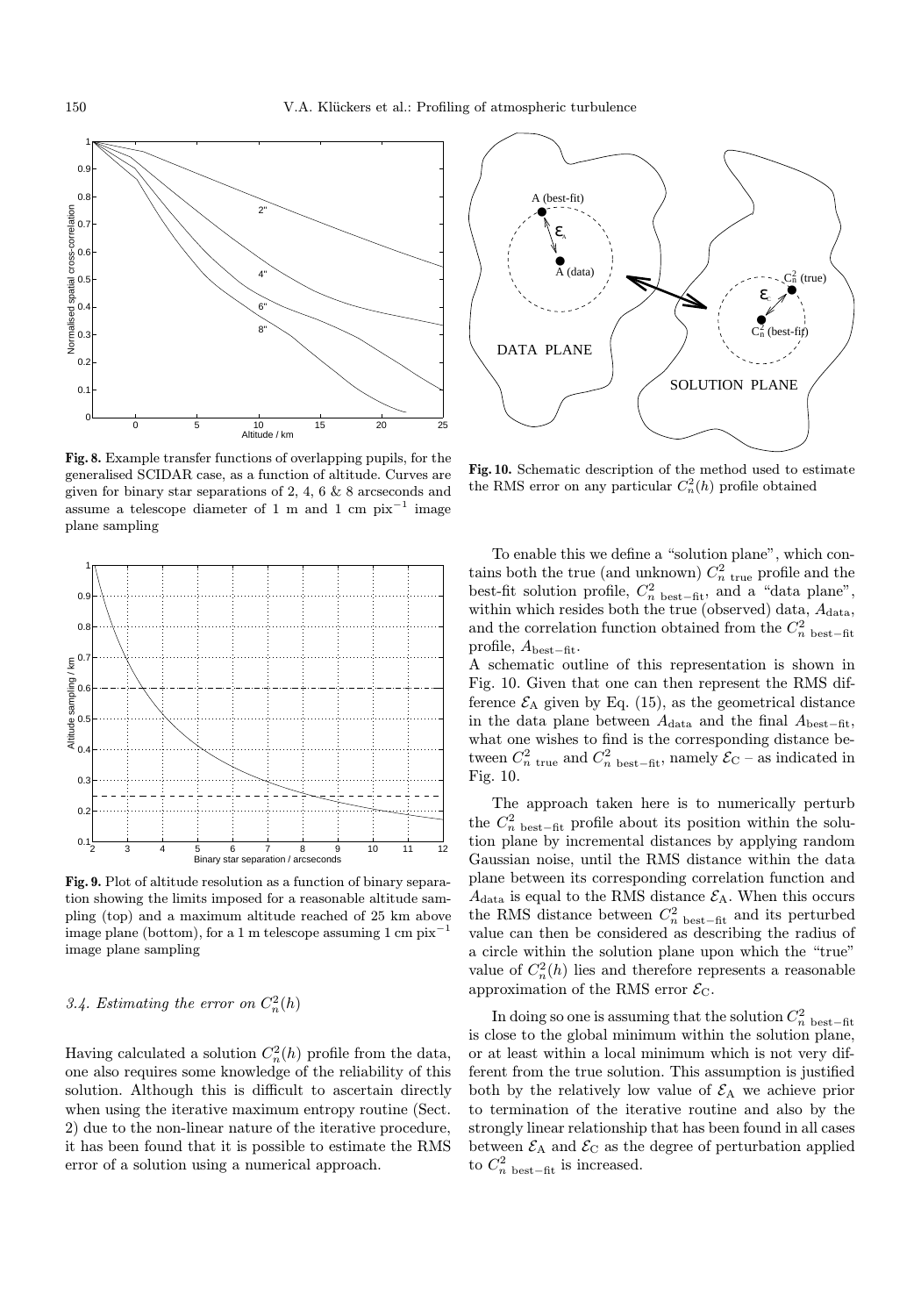**Fig. 8.** Example transfer functions of overlapping pupils, for the generalised SCIDAR case, as a function of altitude. Curves are given for binary star separations of 2, 4, 6 & 8 arcseconds and assume a telescope diameter of 1 m and 1 cm pix$^{-1}$ image plane sampling

**Fig. 9.** Plot of altitude resolution as a function of binary separation showing the limits imposed for a reasonable altitude sampling (top) and a maximum altitude reached of 25 km above image plane (bottom), for a 1 m telescope assuming 1 cm pix$^{-1}$ image plane sampling

### 3.4. Estimating the error on $C_n^2(h)$

Having calculated a solution $C_n^2(h)$ profile from the data, one also requires some knowledge of the reliability of this solution. Although this is difficult to ascertain directly when using the iterative maximum entropy routine (Sect. 2) due to the non-linear nature of the iterative procedure, it has been found that it is possible to estimate the RMS error of a solution using a numerical approach.

**Fig. 10.** Schematic description of the method used to estimate the RMS error on any particular $C_n^2(h)$ profile obtained

To enable this we define a "solution plane", which contains both the true (and unknown) $C^2_{n\ \mathrm{true}}$ profile and the best-fit solution profile, $C^2_{n\ \mathrm{best-fit}}$, and a "data plane", within which resides both the true (observed) data, $A_{\mathrm{data}}$, and the correlation function obtained from the $C^2_{n\ \mathrm{best-fit}}$ profile, $A_{\mathrm{best-fit}}$.
A schematic outline of this representation is shown in Fig. 10. Given that one can then represent the RMS difference $\mathcal{E}_{\mathrm{A}}$ given by Eq. (15), as the geometrical distance in the data plane between $A_{\mathrm{data}}$ and the final $A_{\mathrm{best-fit}}$, what one wishes to find is the corresponding distance between $C^2_{n\ \mathrm{true}}$ and $C^2_{n\ \mathrm{best-fit}}$, namely $\mathcal{E}_{\mathrm{C}}$ – as indicated in Fig. 10.

The approach taken here is to numerically perturb the $C^2_{n\ \mathrm{best-fit}}$ profile about its position within the solution plane by incremental distances by applying random Gaussian noise, until the RMS distance within the data plane between its corresponding correlation function and $A_{\mathrm{data}}$ is equal to the RMS distance $\mathcal{E}_{\mathrm{A}}$. When this occurs the RMS distance between $C^2_{n\ \mathrm{best-fit}}$ and its perturbed value can then be considered as describing the radius of a circle within the solution plane upon which the "true" value of $C_n^2(h)$ lies and therefore represents a reasonable approximation of the RMS error $\mathcal{E}_{\mathrm{C}}$.

In doing so one is assuming that the solution $C^2_{n\ \mathrm{best-fit}}$ is close to the global minimum within the solution plane, or at least within a local minimum which is not very different from the true solution. This assumption is justified both by the relatively low value of $\mathcal{E}_{\mathrm{A}}$ we achieve prior to termination of the iterative routine and also by the strongly linear relationship that has been found in all cases between $\mathcal{E}_{\mathrm{A}}$ and $\mathcal{E}_{\mathrm{C}}$ as the degree of perturbation applied to $C^2_{n\ \mathrm{best-fit}}$ is increased.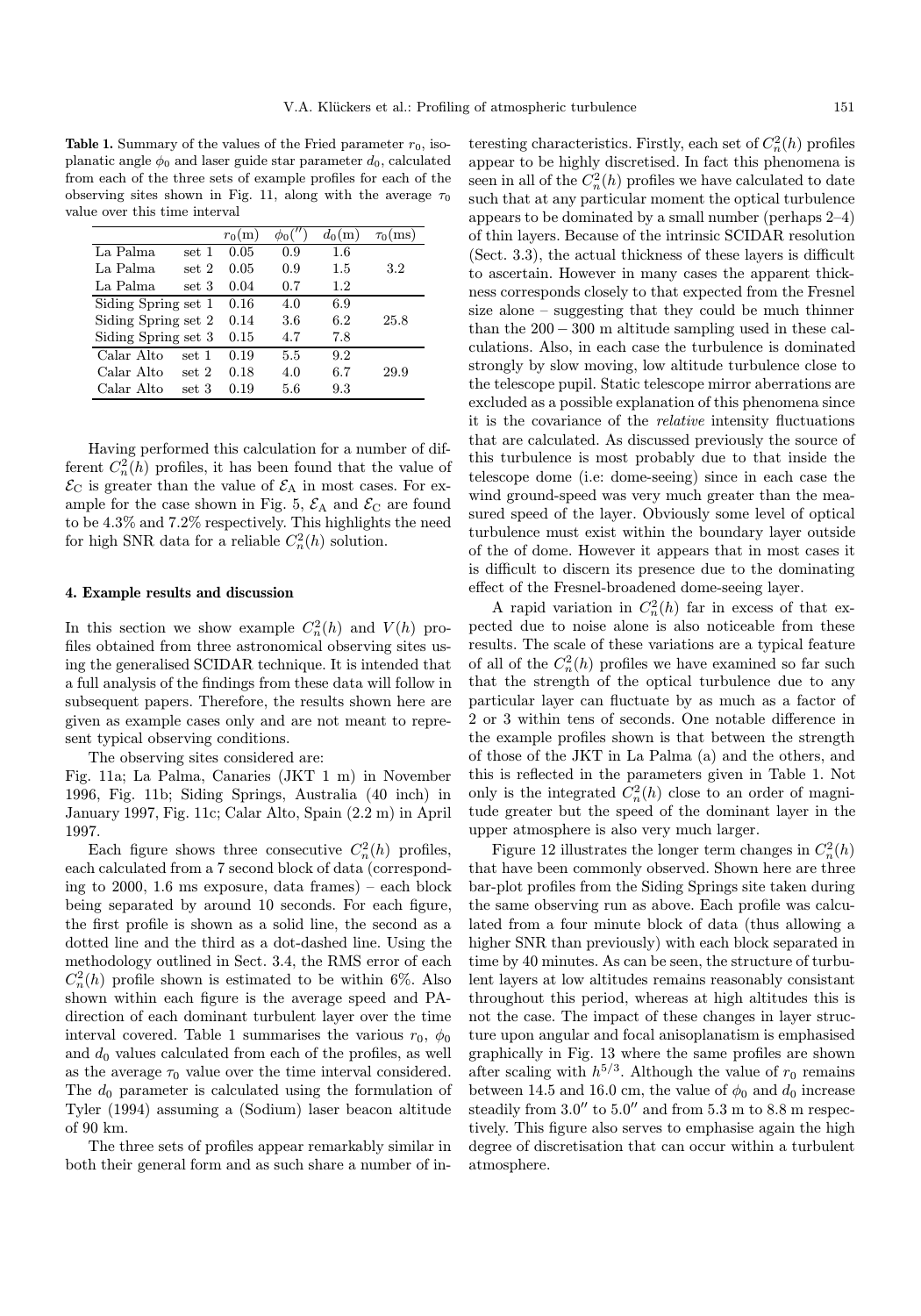**Table 1.** Summary of the values of the Fried parameter $r_0$, isoplanatic angle $\phi_0$ and laser guide star parameter $d_0$, calculated from each of the three sets of example profiles for each of the observing sites shown in Fig. 11, along with the average $\tau_0$ value over this time interval

| | $r_0$(m) | $\phi_0('')$ | $d_0$(m) | $\tau_0$(ms) |
|---|---|---|---|---|
| La Palma set 1 | 0.05 | 0.9 | 1.6 | |
| La Palma set 2 | 0.05 | 0.9 | 1.5 | 3.2 |
| La Palma set 3 | 0.04 | 0.7 | 1.2 | |
| Siding Spring set 1 | 0.16 | 4.0 | 6.9 | |
| Siding Spring set 2 | 0.14 | 3.6 | 6.2 | 25.8 |
| Siding Spring set 3 | 0.15 | 4.7 | 7.8 | |
| Calar Alto set 1 | 0.19 | 5.5 | 9.2 | |
| Calar Alto set 2 | 0.18 | 4.0 | 6.7 | 29.9 |
| Calar Alto set 3 | 0.19 | 5.6 | 9.3 | |

Having performed this calculation for a number of different $C_n^2(h)$ profiles, it has been found that the value of $\mathcal{E}_{\rm C}$ is greater than the value of $\mathcal{E}_{\rm A}$ in most cases. For example for the case shown in Fig. 5, $\mathcal{E}_{\rm A}$ and $\mathcal{E}_{\rm C}$ are found to be 4.3% and 7.2% respectively. This highlights the need for high SNR data for a reliable $C_n^2(h)$ solution.

## 4. Example results and discussion

In this section we show example $C_n^2(h)$ and $V(h)$ profiles obtained from three astronomical observing sites using the generalised SCIDAR technique. It is intended that a full analysis of the findings from these data will follow in subsequent papers. Therefore, the results shown here are given as example cases only and are not meant to represent typical observing conditions.

The observing sites considered are:
Fig. 11a; La Palma, Canaries (JKT 1 m) in November 1996, Fig. 11b; Siding Springs, Australia (40 inch) in January 1997, Fig. 11c; Calar Alto, Spain (2.2 m) in April 1997.

Each figure shows three consecutive $C_n^2(h)$ profiles, each calculated from a 7 second block of data (corresponding to 2000, 1.6 ms exposure, data frames) – each block being separated by around 10 seconds. For each figure, the first profile is shown as a solid line, the second as a dotted line and the third as a dot-dashed line. Using the methodology outlined in Sect. 3.4, the RMS error of each $C_n^2(h)$ profile shown is estimated to be within 6%. Also shown within each figure is the average speed and PA-direction of each dominant turbulent layer over the time interval covered. Table 1 summarises the various $r_0$, $\phi_0$ and $d_0$ values calculated from each of the profiles, as well as the average $\tau_0$ value over the time interval considered. The $d_0$ parameter is calculated using the formulation of Tyler (1994) assuming a (Sodium) laser beacon altitude of 90 km.

The three sets of profiles appear remarkably similar in both their general form and as such share a number of interesting characteristics. Firstly, each set of $C_n^2(h)$ profiles appear to be highly discretised. In fact this phenomena is seen in all of the $C_n^2(h)$ profiles we have calculated to date such that at any particular moment the optical turbulence appears to be dominated by a small number (perhaps 2–4) of thin layers. Because of the intrinsic SCIDAR resolution (Sect. 3.3), the actual thickness of these layers is difficult to ascertain. However in many cases the apparent thickness corresponds closely to that expected from the Fresnel size alone – suggesting that they could be much thinner than the $200-300$ m altitude sampling used in these calculations. Also, in each case the turbulence is dominated strongly by slow moving, low altitude turbulence close to the telescope pupil. Static telescope mirror aberrations are excluded as a possible explanation of this phenomena since it is the covariance of the *relative* intensity fluctuations that are calculated. As discussed previously the source of this turbulence is most probably due to that inside the telescope dome (i.e: dome-seeing) since in each case the wind ground-speed was very much greater than the measured speed of the layer. Obviously some level of optical turbulence must exist within the boundary layer outside of the of dome. However it appears that in most cases it is difficult to discern its presence due to the dominating effect of the Fresnel-broadened dome-seeing layer.

A rapid variation in $C_n^2(h)$ far in excess of that expected due to noise alone is also noticeable from these results. The scale of these variations are a typical feature of all of the $C_n^2(h)$ profiles we have examined so far such that the strength of the optical turbulence due to any particular layer can fluctuate by as much as a factor of 2 or 3 within tens of seconds. One notable difference in the example profiles shown is that between the strength of those of the JKT in La Palma (a) and the others, and this is reflected in the parameters given in Table 1. Not only is the integrated $C_n^2(h)$ close to an order of magnitude greater but the speed of the dominant layer in the upper atmosphere is also very much larger.

Figure 12 illustrates the longer term changes in $C_n^2(h)$ that have been commonly observed. Shown here are three bar-plot profiles from the Siding Springs site taken during the same observing run as above. Each profile was calculated from a four minute block of data (thus allowing a higher SNR than previously) with each block separated in time by 40 minutes. As can be seen, the structure of turbulent layers at low altitudes remains reasonably consistant throughout this period, whereas at high altitudes this is not the case. The impact of these changes in layer structure upon angular and focal anisoplanatism is emphasised graphically in Fig. 13 where the same profiles are shown after scaling with $h^{5/3}$. Although the value of $r_0$ remains between 14.5 and 16.0 cm, the value of $\phi_0$ and $d_0$ increase steadily from $3.0''$ to $5.0''$ and from 5.3 m to 8.8 m respectively. This figure also serves to emphasise again the high degree of discretisation that can occur within a turbulent atmosphere.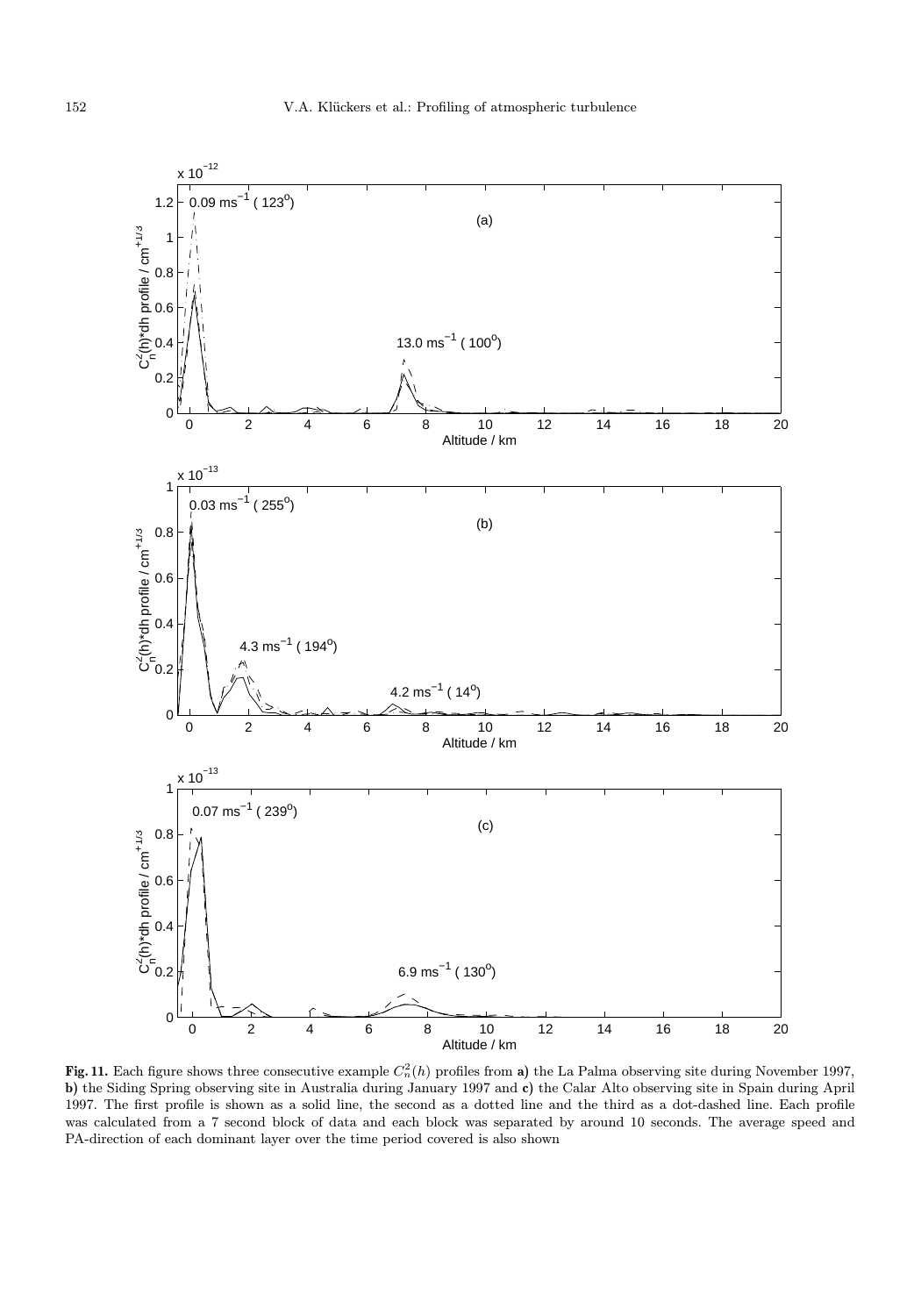**Fig. 11.** Each figure shows three consecutive example $C_n^2(h)$ profiles from **a)** the La Palma observing site during November 1997, **b)** the Siding Spring observing site in Australia during January 1997 and **c)** the Calar Alto observing site in Spain during April 1997. The first profile is shown as a solid line, the second as a dotted line and the third as a dot-dashed line. Each profile was calculated from a 7 second block of data and each block was separated by around 10 seconds. The average speed and PA-direction of each dominant layer over the time period covered is also shown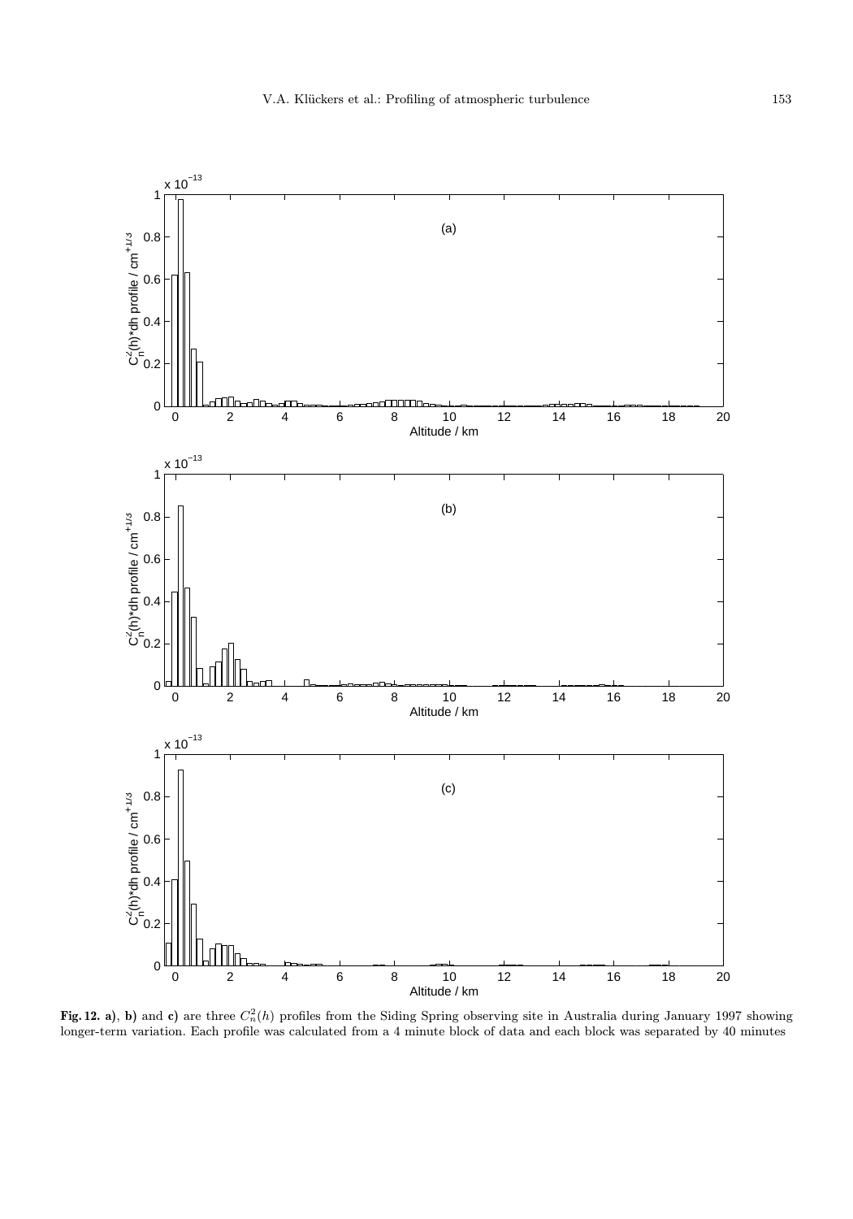**Fig. 12. a)**, **b)** and **c)** are three $C_n^2(h)$ profiles from the Siding Spring observing site in Australia during January 1997 showing longer-term variation. Each profile was calculated from a 4 minute block of data and each block was separated by 40 minutes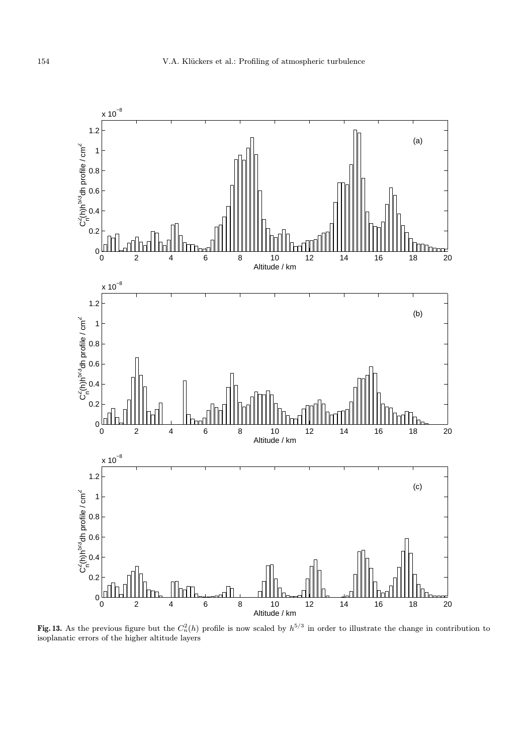**Fig. 13.** As the previous figure but the $C_n^2(h)$ profile is now scaled by $h^{5/3}$ in order to illustrate the change in contribution to isoplanatic errors of the higher altitude layers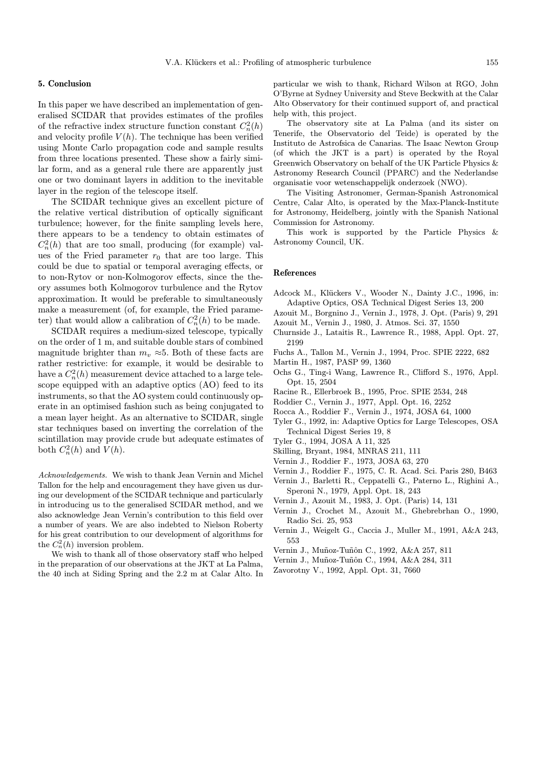## 5. Conclusion

In this paper we have described an implementation of generalised SCIDAR that provides estimates of the profiles of the refractive index structure function constant $C_n^2(h)$ and velocity profile $V(h)$. The technique has been verified using Monte Carlo propagation code and sample results from three locations presented. These show a fairly similar form, and as a general rule there are apparently just one or two dominant layers in addition to the inevitable layer in the region of the telescope itself.

The SCIDAR technique gives an excellent picture of the relative vertical distribution of optically significant turbulence; however, for the finite sampling levels here, there appears to be a tendency to obtain estimates of $C_n^2(h)$ that are too small, producing (for example) values of the Fried parameter $r_0$ that are too large. This could be due to spatial or temporal averaging effects, or to non-Rytov or non-Kolmogorov effects, since the theory assumes both Kolmogorov turbulence and the Rytov approximation. It would be preferable to simultaneously make a measurement (of, for example, the Fried parameter) that would allow a calibration of $C_n^2(h)$ to be made.

SCIDAR requires a medium-sized telescope, typically on the order of 1 m, and suitable double stars of combined magnitude brighter than $m_v \approx 5$. Both of these facts are rather restrictive: for example, it would be desirable to have a $C_n^2(h)$ measurement device attached to a large telescope equipped with an adaptive optics (AO) feed to its instruments, so that the AO system could continuously operate in an optimised fashion such as being conjugated to a mean layer height. As an alternative to SCIDAR, single star techniques based on inverting the correlation of the scintillation may provide crude but adequate estimates of both $C_n^2(h)$ and $V(h)$.

*Acknowledgements.* We wish to thank Jean Vernin and Michel Tallon for the help and encouragement they have given us during our development of the SCIDAR technique and particularly in introducing us to the generalised SCIDAR method, and we also acknowledge Jean Vernin's contribution to this field over a number of years. We are also indebted to Nielson Roberty for his great contribution to our development of algorithms for the $C_n^2(h)$ inversion problem.

We wish to thank all of those observatory staff who helped in the preparation of our observations at the JKT at La Palma, the 40 inch at Siding Spring and the 2.2 m at Calar Alto. In particular we wish to thank, Richard Wilson at RGO, John O'Byrne at Sydney University and Steve Beckwith at the Calar Alto Observatory for their continued support of, and practical help with, this project.

The observatory site at La Palma (and its sister on Tenerife, the Observatorio del Teide) is operated by the Instituto de Astrofsica de Canarias. The Isaac Newton Group (of which the JKT is a part) is operated by the Royal Greenwich Observatory on behalf of the UK Particle Physics & Astronomy Research Council (PPARC) and the Nederlandse organisatie voor wetenschappelijk onderzoek (NWO).

The Visiting Astronomer, German-Spanish Astronomical Centre, Calar Alto, is operated by the Max-Planck-Institute for Astronomy, Heidelberg, jointly with the Spanish National Commission for Astronomy.

This work is supported by the Particle Physics & Astronomy Council, UK.

## References

- Adcock M., Klückers V., Wooder N., Dainty J.C., 1996, in: Adaptive Optics, OSA Technical Digest Series 13, 200
- Azouit M., Borgnino J., Vernin J., 1978, J. Opt. (Paris) 9, 291
- Azouit M., Vernin J., 1980, J. Atmos. Sci. 37, 1550
- Churnside J., Lataitis R., Lawrence R., 1988, Appl. Opt. 27, 2199
- Fuchs A., Tallon M., Vernin J., 1994, Proc. SPIE 2222, 682
- Martin H., 1987, PASP 99, 1360
- Ochs G., Ting-i Wang, Lawrence R., Clifford S., 1976, Appl. Opt. 15, 2504
- Racine R., Ellerbroek B., 1995, Proc. SPIE 2534, 248
- Roddier C., Vernin J., 1977, Appl. Opt. 16, 2252
- Rocca A., Roddier F., Vernin J., 1974, JOSA 64, 1000
- Tyler G., 1992, in: Adaptive Optics for Large Telescopes, OSA Technical Digest Series 19, 8
- Tyler G., 1994, JOSA A 11, 325
- Skilling, Bryant, 1984, MNRAS 211, 111
- Vernin J., Roddier F., 1973, JOSA 63, 270
- Vernin J., Roddier F., 1975, C. R. Acad. Sci. Paris 280, B463
- Vernin J., Barletti R., Ceppatelli G., Paterno L., Righini A., Speroni N., 1979, Appl. Opt. 18, 243
- Vernin J., Azouit M., 1983, J. Opt. (Paris) 14, 131
- Vernin J., Crochet M., Azouit M., Ghebrebrhan O., 1990, Radio Sci. 25, 953
- Vernin J., Weigelt G., Caccia J., Muller M., 1991, A&A 243, 553
- Vernin J., Muñoz-Tuñôn C., 1992, A&A 257, 811
- Vernin J., Muñoz-Tuñôn C., 1994, A&A 284, 311
- Zavorotny V., 1992, Appl. Opt. 31, 7660